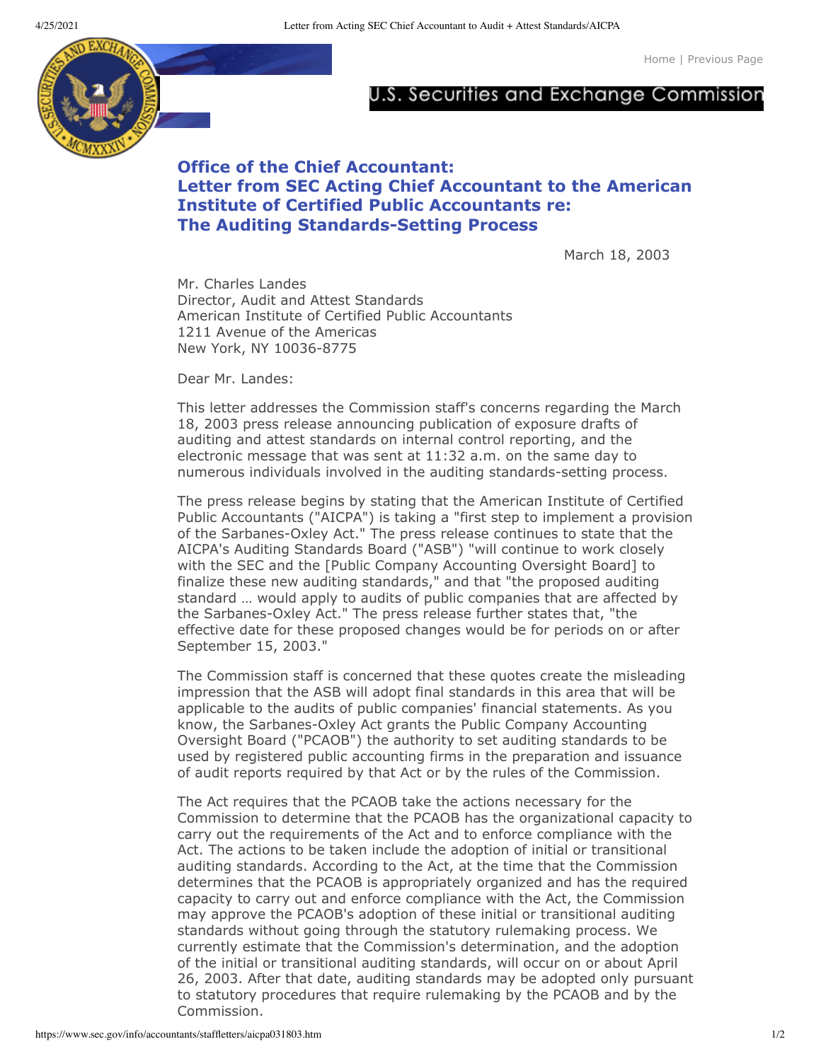U.S. Securities and Exchange Commission

# Office of the Chief Accountant: Letter from SEC Acting Chief Accountant to the American Institute of Certified Public Accountants re: The Auditing Standards-Setting Process

March 18, 2003

Mr. Charles Landes
Director, Audit and Attest Standards
American Institute of Certified Public Accountants
1211 Avenue of the Americas
New York, NY 10036-8775

Dear Mr. Landes:

This letter addresses the Commission staff's concerns regarding the March 18, 2003 press release announcing publication of exposure drafts of auditing and attest standards on internal control reporting, and the electronic message that was sent at 11:32 a.m. on the same day to numerous individuals involved in the auditing standards-setting process.

The press release begins by stating that the American Institute of Certified Public Accountants ("AICPA") is taking a "first step to implement a provision of the Sarbanes-Oxley Act." The press release continues to state that the AICPA's Auditing Standards Board ("ASB") "will continue to work closely with the SEC and the [Public Company Accounting Oversight Board] to finalize these new auditing standards," and that "the proposed auditing standard … would apply to audits of public companies that are affected by the Sarbanes-Oxley Act." The press release further states that, "the effective date for these proposed changes would be for periods on or after September 15, 2003."

The Commission staff is concerned that these quotes create the misleading impression that the ASB will adopt final standards in this area that will be applicable to the audits of public companies' financial statements. As you know, the Sarbanes-Oxley Act grants the Public Company Accounting Oversight Board ("PCAOB") the authority to set auditing standards to be used by registered public accounting firms in the preparation and issuance of audit reports required by that Act or by the rules of the Commission.

The Act requires that the PCAOB take the actions necessary for the Commission to determine that the PCAOB has the organizational capacity to carry out the requirements of the Act and to enforce compliance with the Act. The actions to be taken include the adoption of initial or transitional auditing standards. According to the Act, at the time that the Commission determines that the PCAOB is appropriately organized and has the required capacity to carry out and enforce compliance with the Act, the Commission may approve the PCAOB's adoption of these initial or transitional auditing standards without going through the statutory rulemaking process. We currently estimate that the Commission's determination, and the adoption of the initial or transitional auditing standards, will occur on or about April 26, 2003. After that date, auditing standards may be adopted only pursuant to statutory procedures that require rulemaking by the PCAOB and by the Commission.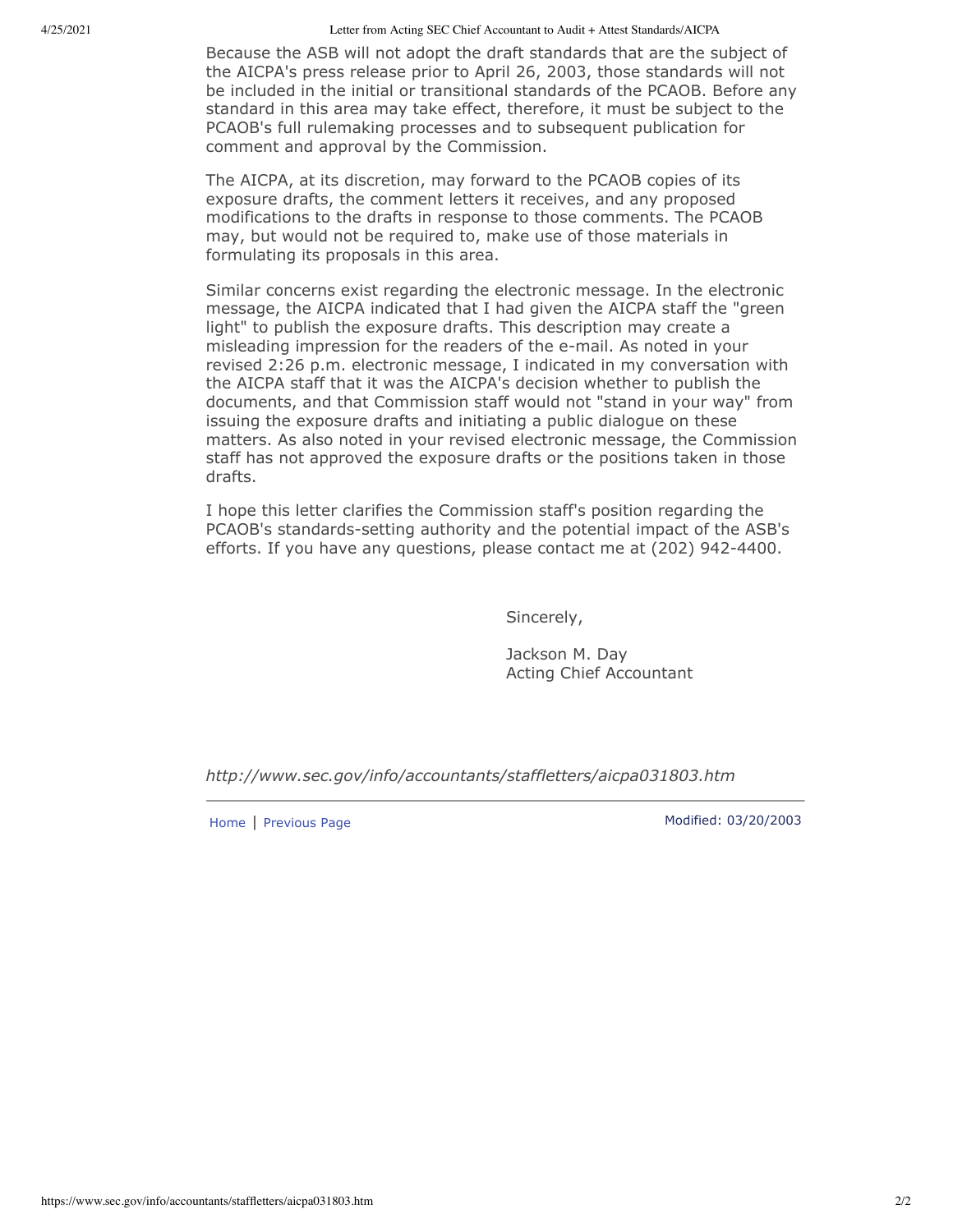Because the ASB will not adopt the draft standards that are the subject of the AICPA's press release prior to April 26, 2003, those standards will not be included in the initial or transitional standards of the PCAOB. Before any standard in this area may take effect, therefore, it must be subject to the PCAOB's full rulemaking processes and to subsequent publication for comment and approval by the Commission.

The AICPA, at its discretion, may forward to the PCAOB copies of its exposure drafts, the comment letters it receives, and any proposed modifications to the drafts in response to those comments. The PCAOB may, but would not be required to, make use of those materials in formulating its proposals in this area.

Similar concerns exist regarding the electronic message. In the electronic message, the AICPA indicated that I had given the AICPA staff the "green light" to publish the exposure drafts. This description may create a misleading impression for the readers of the e-mail. As noted in your revised 2:26 p.m. electronic message, I indicated in my conversation with the AICPA staff that it was the AICPA's decision whether to publish the documents, and that Commission staff would not "stand in your way" from issuing the exposure drafts and initiating a public dialogue on these matters. As also noted in your revised electronic message, the Commission staff has not approved the exposure drafts or the positions taken in those drafts.

I hope this letter clarifies the Commission staff's position regarding the PCAOB's standards-setting authority and the potential impact of the ASB's efforts. If you have any questions, please contact me at (202) 942-4400.

Sincerely,

Jackson M. Day
Acting Chief Accountant

*http://www.sec.gov/info/accountants/staffletters/aicpa031803.htm*

Home | Previous Page

Modified: 03/20/2003